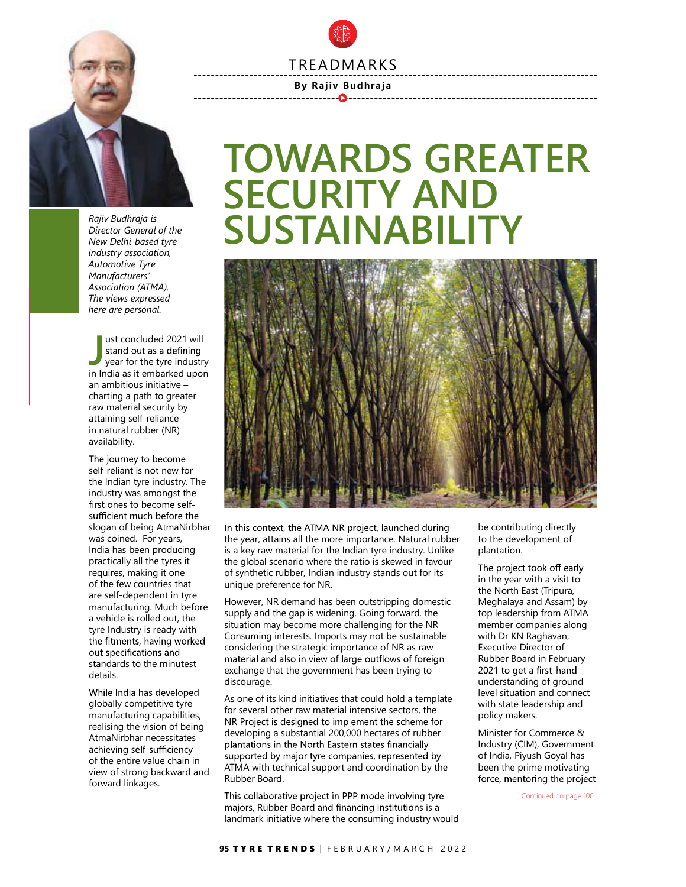TREADMARKS

**By Rajiv Budhraja**

# TOWARDS GREATER SECURITY AND SUSTAINABILITY

*Rajiv Budhraja is Director General of the New Delhi-based tyre industry association, Automotive Tyre Manufacturers' Association (ATMA). The views expressed here are personal.*

Just concluded 2021 will stand out as a defining year for the tyre industry in India as it embarked upon an ambitious initiative – charting a path to greater raw material security by attaining self-reliance in natural rubber (NR) availability.

The journey to become self-reliant is not new for the Indian tyre industry. The industry was amongst the first ones to become self-sufficient much before the slogan of being AtmaNirbhar was coined. For years, India has been producing practically all the tyres it requires, making it one of the few countries that are self-dependent in tyre manufacturing. Much before a vehicle is rolled out, the tyre Industry is ready with the fitments, having worked out specifications and standards to the minutest details.

While India has developed globally competitive tyre manufacturing capabilities, realising the vision of being AtmaNirbhar necessitates achieving self-sufficiency of the entire value chain in view of strong backward and forward linkages.

In this context, the ATMA NR project, launched during the year, attains all the more importance. Natural rubber is a key raw material for the Indian tyre industry. Unlike the global scenario where the ratio is skewed in favour of synthetic rubber, Indian industry stands out for its unique preference for NR.

However, NR demand has been outstripping domestic supply and the gap is widening. Going forward, the situation may become more challenging for the NR Consuming interests. Imports may not be sustainable considering the strategic importance of NR as raw material and also in view of large outflows of foreign exchange that the government has been trying to discourage.

As one of its kind initiatives that could hold a template for several other raw material intensive sectors, the NR Project is designed to implement the scheme for developing a substantial 200,000 hectares of rubber plantations in the North Eastern states financially supported by major tyre companies, represented by ATMA with technical support and coordination by the Rubber Board.

This collaborative project in PPP mode involving tyre majors, Rubber Board and financing institutions is a landmark initiative where the consuming industry would be contributing directly to the development of plantation.

The project took off early in the year with a visit to the North East (Tripura, Meghalaya and Assam) by top leadership from ATMA member companies along with Dr KN Raghavan, Executive Director of Rubber Board in February 2021 to get a first-hand understanding of ground level situation and connect with state leadership and policy makers.

Minister for Commerce & Industry (CIM), Government of India, Piyush Goyal has been the prime motivating force, mentoring the project

Continued on page 100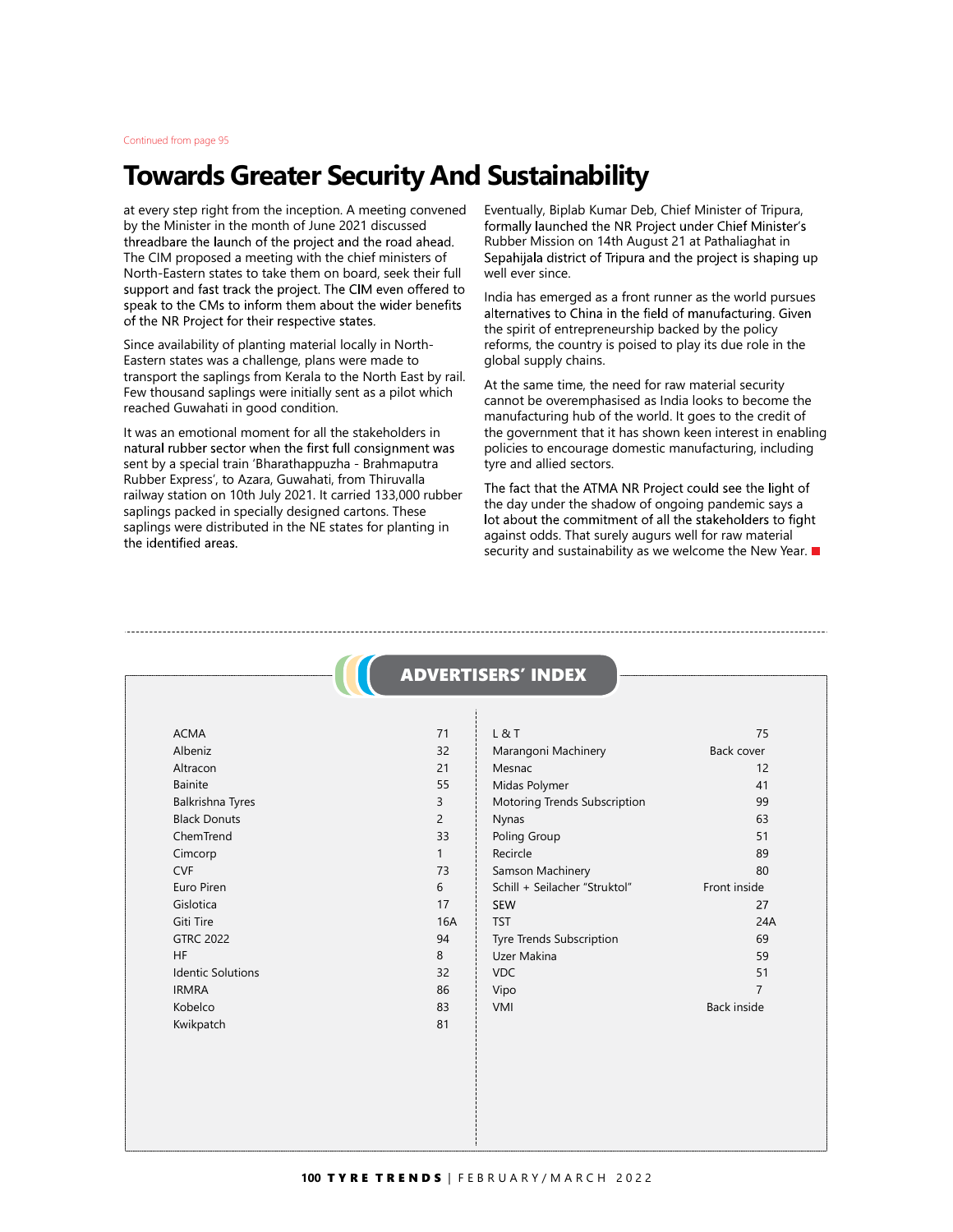Continued from page 95

# Towards Greater Security And Sustainability

at every step right from the inception. A meeting convened by the Minister in the month of June 2021 discussed threadbare the launch of the project and the road ahead. The CIM proposed a meeting with the chief ministers of North-Eastern states to take them on board, seek their full support and fast track the project. The CIM even offered to speak to the CMs to inform them about the wider benefits of the NR Project for their respective states.

Since availability of planting material locally in North-Eastern states was a challenge, plans were made to transport the saplings from Kerala to the North East by rail. Few thousand saplings were initially sent as a pilot which reached Guwahati in good condition.

It was an emotional moment for all the stakeholders in natural rubber sector when the first full consignment was sent by a special train 'Bharathappuzha - Brahmaputra Rubber Express', to Azara, Guwahati, from Thiruvalla railway station on 10th July 2021. It carried 133,000 rubber saplings packed in specially designed cartons. These saplings were distributed in the NE states for planting in the identified areas.

Eventually, Biplab Kumar Deb, Chief Minister of Tripura, formally launched the NR Project under Chief Minister's Rubber Mission on 14th August 21 at Pathaliaghat in Sepahijala district of Tripura and the project is shaping up well ever since.

India has emerged as a front runner as the world pursues alternatives to China in the field of manufacturing. Given the spirit of entrepreneurship backed by the policy reforms, the country is poised to play its due role in the global supply chains.

At the same time, the need for raw material security cannot be overemphasised as India looks to become the manufacturing hub of the world. It goes to the credit of the government that it has shown keen interest in enabling policies to encourage domestic manufacturing, including tyre and allied sectors.

The fact that the ATMA NR Project could see the light of the day under the shadow of ongoing pandemic says a lot about the commitment of all the stakeholders to fight against odds. That surely augurs well for raw material security and sustainability as we welcome the New Year. ■

## ADVERTISERS' INDEX

| | | | |
|---|---|---|---|
| ACMA | 71 | L & T | 75 |
| Albeniz | 32 | Marangoni Machinery | Back cover |
| Altracon | 21 | Mesnac | 12 |
| Bainite | 55 | Midas Polymer | 41 |
| Balkrishna Tyres | 3 | Motoring Trends Subscription | 99 |
| Black Donuts | 2 | Nynas | 63 |
| ChemTrend | 33 | Poling Group | 51 |
| Cimcorp | 1 | Recircle | 89 |
| CVF | 73 | Samson Machinery | 80 |
| Euro Piren | 6 | Schill + Seilacher "Struktol" | Front inside |
| Gislotica | 17 | SEW | 27 |
| Giti Tire | 16A | TST | 24A |
| GTRC 2022 | 94 | Tyre Trends Subscription | 69 |
| HF | 8 | Uzer Makina | 59 |
| Identic Solutions | 32 | VDC | 51 |
| IRMRA | 86 | Vipo | 7 |
| Kobelco | 83 | VMI | Back inside |
| Kwikpatch | 81 | | |